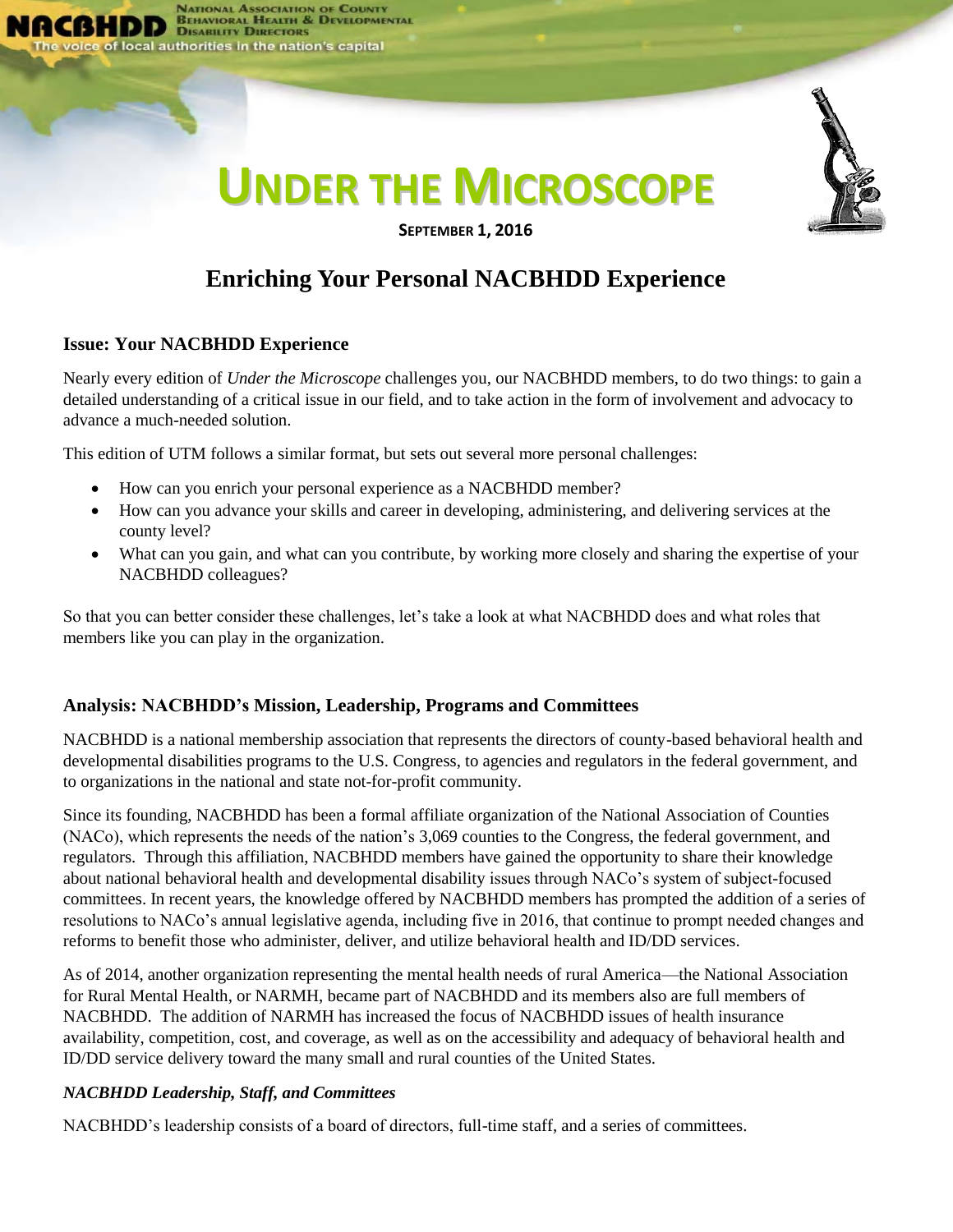NACBHDD National Association of County Behavioral Health & Developmental Disability Directors

The voice of local authorities in the nation's capital

# UNDER THE MICROSCOPE

SEPTEMBER 1, 2016

## Enriching Your Personal NACBHDD Experience

### Issue: Your NACBHDD Experience

Nearly every edition of *Under the Microscope* challenges you, our NACBHDD members, to do two things: to gain a detailed understanding of a critical issue in our field, and to take action in the form of involvement and advocacy to advance a much-needed solution.

This edition of UTM follows a similar format, but sets out several more personal challenges:

- How can you enrich your personal experience as a NACBHDD member?
- How can you advance your skills and career in developing, administering, and delivering services at the county level?
- What can you gain, and what can you contribute, by working more closely and sharing the expertise of your NACBHDD colleagues?

So that you can better consider these challenges, let's take a look at what NACBHDD does and what roles that members like you can play in the organization.

### Analysis: NACBHDD's Mission, Leadership, Programs and Committees

NACBHDD is a national membership association that represents the directors of county-based behavioral health and developmental disabilities programs to the U.S. Congress, to agencies and regulators in the federal government, and to organizations in the national and state not-for-profit community.

Since its founding, NACBHDD has been a formal affiliate organization of the National Association of Counties (NACo), which represents the needs of the nation's 3,069 counties to the Congress, the federal government, and regulators. Through this affiliation, NACBHDD members have gained the opportunity to share their knowledge about national behavioral health and developmental disability issues through NACo's system of subject-focused committees. In recent years, the knowledge offered by NACBHDD members has prompted the addition of a series of resolutions to NACo's annual legislative agenda, including five in 2016, that continue to prompt needed changes and reforms to benefit those who administer, deliver, and utilize behavioral health and ID/DD services.

As of 2014, another organization representing the mental health needs of rural America—the National Association for Rural Mental Health, or NARMH, became part of NACBHDD and its members also are full members of NACBHDD. The addition of NARMH has increased the focus of NACBHDD issues of health insurance availability, competition, cost, and coverage, as well as on the accessibility and adequacy of behavioral health and ID/DD service delivery toward the many small and rural counties of the United States.

#### *NACBHDD Leadership, Staff, and Committees*

NACBHDD's leadership consists of a board of directors, full-time staff, and a series of committees.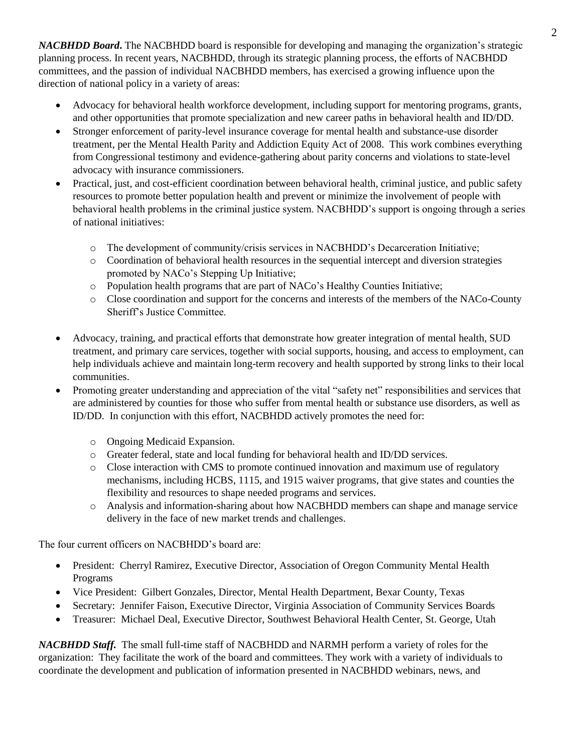***NACBHDD Board***. The NACBHDD board is responsible for developing and managing the organization's strategic planning process. In recent years, NACBHDD, through its strategic planning process, the efforts of NACBHDD committees, and the passion of individual NACBHDD members, has exercised a growing influence upon the direction of national policy in a variety of areas:

- Advocacy for behavioral health workforce development, including support for mentoring programs, grants, and other opportunities that promote specialization and new career paths in behavioral health and ID/DD.
- Stronger enforcement of parity-level insurance coverage for mental health and substance-use disorder treatment, per the Mental Health Parity and Addiction Equity Act of 2008. This work combines everything from Congressional testimony and evidence-gathering about parity concerns and violations to state-level advocacy with insurance commissioners.
- Practical, just, and cost-efficient coordination between behavioral health, criminal justice, and public safety resources to promote better population health and prevent or minimize the involvement of people with behavioral health problems in the criminal justice system. NACBHDD's support is ongoing through a series of national initiatives:
  - The development of community/crisis services in NACBHDD's Decarceration Initiative;
  - Coordination of behavioral health resources in the sequential intercept and diversion strategies promoted by NACo's Stepping Up Initiative;
  - Population health programs that are part of NACo's Healthy Counties Initiative;
  - Close coordination and support for the concerns and interests of the members of the NACo-County Sheriff's Justice Committee.
- Advocacy, training, and practical efforts that demonstrate how greater integration of mental health, SUD treatment, and primary care services, together with social supports, housing, and access to employment, can help individuals achieve and maintain long-term recovery and health supported by strong links to their local communities.
- Promoting greater understanding and appreciation of the vital "safety net" responsibilities and services that are administered by counties for those who suffer from mental health or substance use disorders, as well as ID/DD. In conjunction with this effort, NACBHDD actively promotes the need for:
  - Ongoing Medicaid Expansion.
  - Greater federal, state and local funding for behavioral health and ID/DD services.
  - Close interaction with CMS to promote continued innovation and maximum use of regulatory mechanisms, including HCBS, 1115, and 1915 waiver programs, that give states and counties the flexibility and resources to shape needed programs and services.
  - Analysis and information-sharing about how NACBHDD members can shape and manage service delivery in the face of new market trends and challenges.

The four current officers on NACBHDD's board are:

- President: Cherryl Ramirez, Executive Director, Association of Oregon Community Mental Health Programs
- Vice President: Gilbert Gonzales, Director, Mental Health Department, Bexar County, Texas
- Secretary: Jennifer Faison, Executive Director, Virginia Association of Community Services Boards
- Treasurer: Michael Deal, Executive Director, Southwest Behavioral Health Center, St. George, Utah

***NACBHDD Staff.*** The small full-time staff of NACBHDD and NARMH perform a variety of roles for the organization: They facilitate the work of the board and committees. They work with a variety of individuals to coordinate the development and publication of information presented in NACBHDD webinars, news, and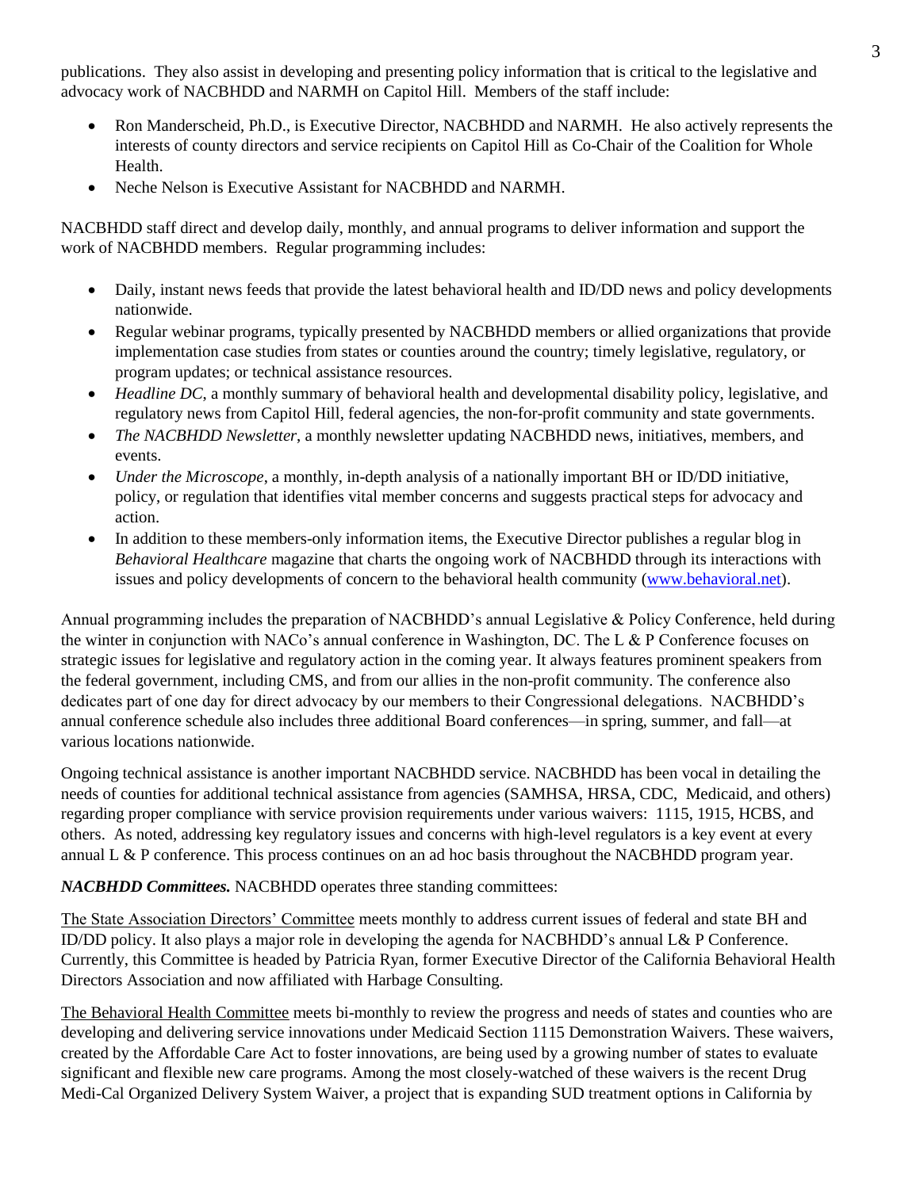publications. They also assist in developing and presenting policy information that is critical to the legislative and advocacy work of NACBHDD and NARMH on Capitol Hill. Members of the staff include:

- Ron Manderscheid, Ph.D., is Executive Director, NACBHDD and NARMH. He also actively represents the interests of county directors and service recipients on Capitol Hill as Co-Chair of the Coalition for Whole Health.
- Neche Nelson is Executive Assistant for NACBHDD and NARMH.

NACBHDD staff direct and develop daily, monthly, and annual programs to deliver information and support the work of NACBHDD members. Regular programming includes:

- Daily, instant news feeds that provide the latest behavioral health and ID/DD news and policy developments nationwide.
- Regular webinar programs, typically presented by NACBHDD members or allied organizations that provide implementation case studies from states or counties around the country; timely legislative, regulatory, or program updates; or technical assistance resources.
- *Headline DC*, a monthly summary of behavioral health and developmental disability policy, legislative, and regulatory news from Capitol Hill, federal agencies, the non-for-profit community and state governments.
- *The NACBHDD Newsletter*, a monthly newsletter updating NACBHDD news, initiatives, members, and events.
- *Under the Microscope*, a monthly, in-depth analysis of a nationally important BH or ID/DD initiative, policy, or regulation that identifies vital member concerns and suggests practical steps for advocacy and action.
- In addition to these members-only information items, the Executive Director publishes a regular blog in *Behavioral Healthcare* magazine that charts the ongoing work of NACBHDD through its interactions with issues and policy developments of concern to the behavioral health community ([www.behavioral.net](http://www.behavioral.net)).

Annual programming includes the preparation of NACBHDD's annual Legislative & Policy Conference, held during the winter in conjunction with NACo's annual conference in Washington, DC. The L & P Conference focuses on strategic issues for legislative and regulatory action in the coming year. It always features prominent speakers from the federal government, including CMS, and from our allies in the non-profit community. The conference also dedicates part of one day for direct advocacy by our members to their Congressional delegations. NACBHDD's annual conference schedule also includes three additional Board conferences—in spring, summer, and fall—at various locations nationwide.

Ongoing technical assistance is another important NACBHDD service. NACBHDD has been vocal in detailing the needs of counties for additional technical assistance from agencies (SAMHSA, HRSA, CDC, Medicaid, and others) regarding proper compliance with service provision requirements under various waivers: 1115, 1915, HCBS, and others. As noted, addressing key regulatory issues and concerns with high-level regulators is a key event at every annual L & P conference. This process continues on an ad hoc basis throughout the NACBHDD program year.

***NACBHDD Committees.*** NACBHDD operates three standing committees:

<u>The State Association Directors' Committee</u> meets monthly to address current issues of federal and state BH and ID/DD policy. It also plays a major role in developing the agenda for NACBHDD's annual L& P Conference. Currently, this Committee is headed by Patricia Ryan, former Executive Director of the California Behavioral Health Directors Association and now affiliated with Harbage Consulting.

<u>The Behavioral Health Committee</u> meets bi-monthly to review the progress and needs of states and counties who are developing and delivering service innovations under Medicaid Section 1115 Demonstration Waivers. These waivers, created by the Affordable Care Act to foster innovations, are being used by a growing number of states to evaluate significant and flexible new care programs. Among the most closely-watched of these waivers is the recent Drug Medi-Cal Organized Delivery System Waiver, a project that is expanding SUD treatment options in California by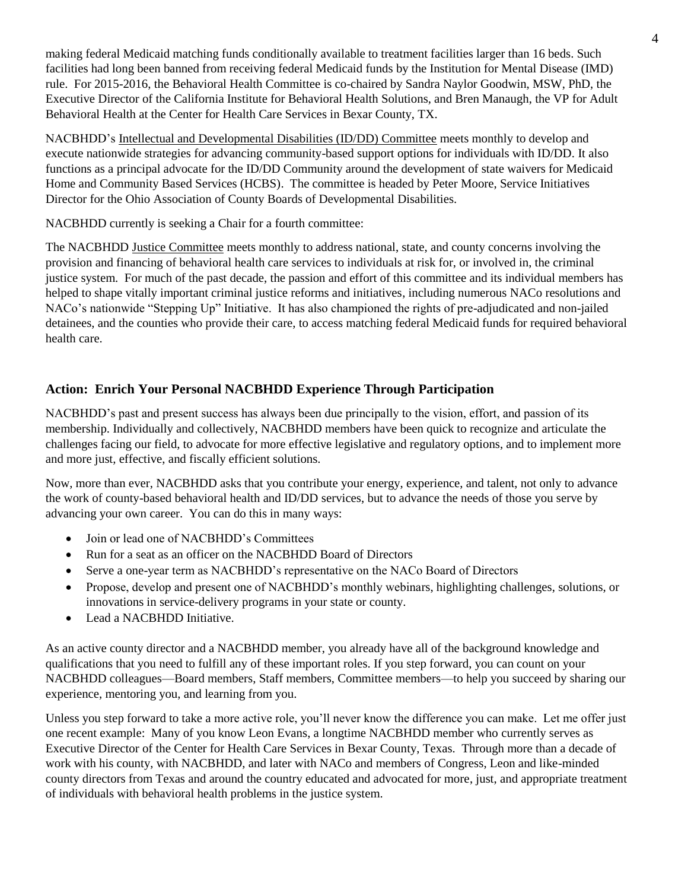making federal Medicaid matching funds conditionally available to treatment facilities larger than 16 beds. Such facilities had long been banned from receiving federal Medicaid funds by the Institution for Mental Disease (IMD) rule. For 2015-2016, the Behavioral Health Committee is co-chaired by Sandra Naylor Goodwin, MSW, PhD, the Executive Director of the California Institute for Behavioral Health Solutions, and Bren Manaugh, the VP for Adult Behavioral Health at the Center for Health Care Services in Bexar County, TX.

NACBHDD's Intellectual and Developmental Disabilities (ID/DD) Committee meets monthly to develop and execute nationwide strategies for advancing community-based support options for individuals with ID/DD. It also functions as a principal advocate for the ID/DD Community around the development of state waivers for Medicaid Home and Community Based Services (HCBS). The committee is headed by Peter Moore, Service Initiatives Director for the Ohio Association of County Boards of Developmental Disabilities.

NACBHDD currently is seeking a Chair for a fourth committee:

The NACBHDD Justice Committee meets monthly to address national, state, and county concerns involving the provision and financing of behavioral health care services to individuals at risk for, or involved in, the criminal justice system. For much of the past decade, the passion and effort of this committee and its individual members has helped to shape vitally important criminal justice reforms and initiatives, including numerous NACo resolutions and NACo's nationwide "Stepping Up" Initiative. It has also championed the rights of pre-adjudicated and non-jailed detainees, and the counties who provide their care, to access matching federal Medicaid funds for required behavioral health care.

### Action: Enrich Your Personal NACBHDD Experience Through Participation

NACBHDD's past and present success has always been due principally to the vision, effort, and passion of its membership. Individually and collectively, NACBHDD members have been quick to recognize and articulate the challenges facing our field, to advocate for more effective legislative and regulatory options, and to implement more and more just, effective, and fiscally efficient solutions.

Now, more than ever, NACBHDD asks that you contribute your energy, experience, and talent, not only to advance the work of county-based behavioral health and ID/DD services, but to advance the needs of those you serve by advancing your own career. You can do this in many ways:

- Join or lead one of NACBHDD's Committees
- Run for a seat as an officer on the NACBHDD Board of Directors
- Serve a one-year term as NACBHDD's representative on the NACo Board of Directors
- Propose, develop and present one of NACBHDD's monthly webinars, highlighting challenges, solutions, or innovations in service-delivery programs in your state or county.
- Lead a NACBHDD Initiative.

As an active county director and a NACBHDD member, you already have all of the background knowledge and qualifications that you need to fulfill any of these important roles. If you step forward, you can count on your NACBHDD colleagues—Board members, Staff members, Committee members—to help you succeed by sharing our experience, mentoring you, and learning from you.

Unless you step forward to take a more active role, you'll never know the difference you can make. Let me offer just one recent example: Many of you know Leon Evans, a longtime NACBHDD member who currently serves as Executive Director of the Center for Health Care Services in Bexar County, Texas. Through more than a decade of work with his county, with NACBHDD, and later with NACo and members of Congress, Leon and like-minded county directors from Texas and around the country educated and advocated for more, just, and appropriate treatment of individuals with behavioral health problems in the justice system.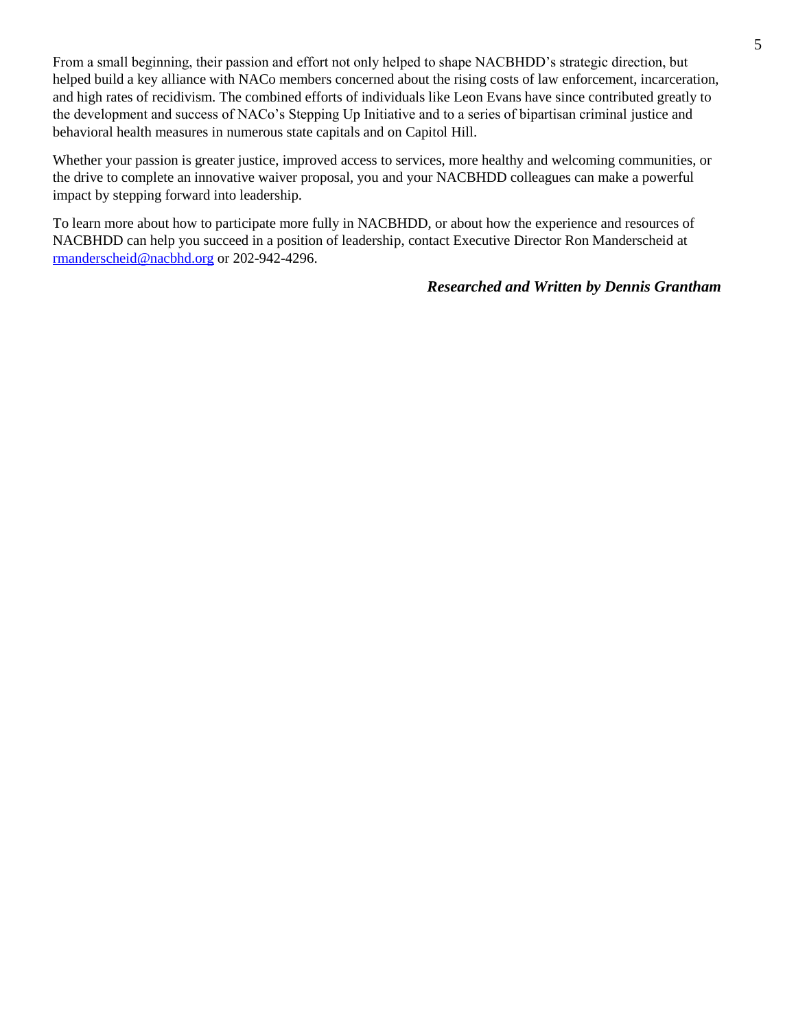From a small beginning, their passion and effort not only helped to shape NACBHDD's strategic direction, but helped build a key alliance with NACo members concerned about the rising costs of law enforcement, incarceration, and high rates of recidivism. The combined efforts of individuals like Leon Evans have since contributed greatly to the development and success of NACo's Stepping Up Initiative and to a series of bipartisan criminal justice and behavioral health measures in numerous state capitals and on Capitol Hill.

Whether your passion is greater justice, improved access to services, more healthy and welcoming communities, or the drive to complete an innovative waiver proposal, you and your NACBHDD colleagues can make a powerful impact by stepping forward into leadership.

To learn more about how to participate more fully in NACBHDD, or about how the experience and resources of NACBHDD can help you succeed in a position of leadership, contact Executive Director Ron Manderscheid at rmanderscheid@nacbhd.org or 202-942-4296.

***Researched and Written by Dennis Grantham***